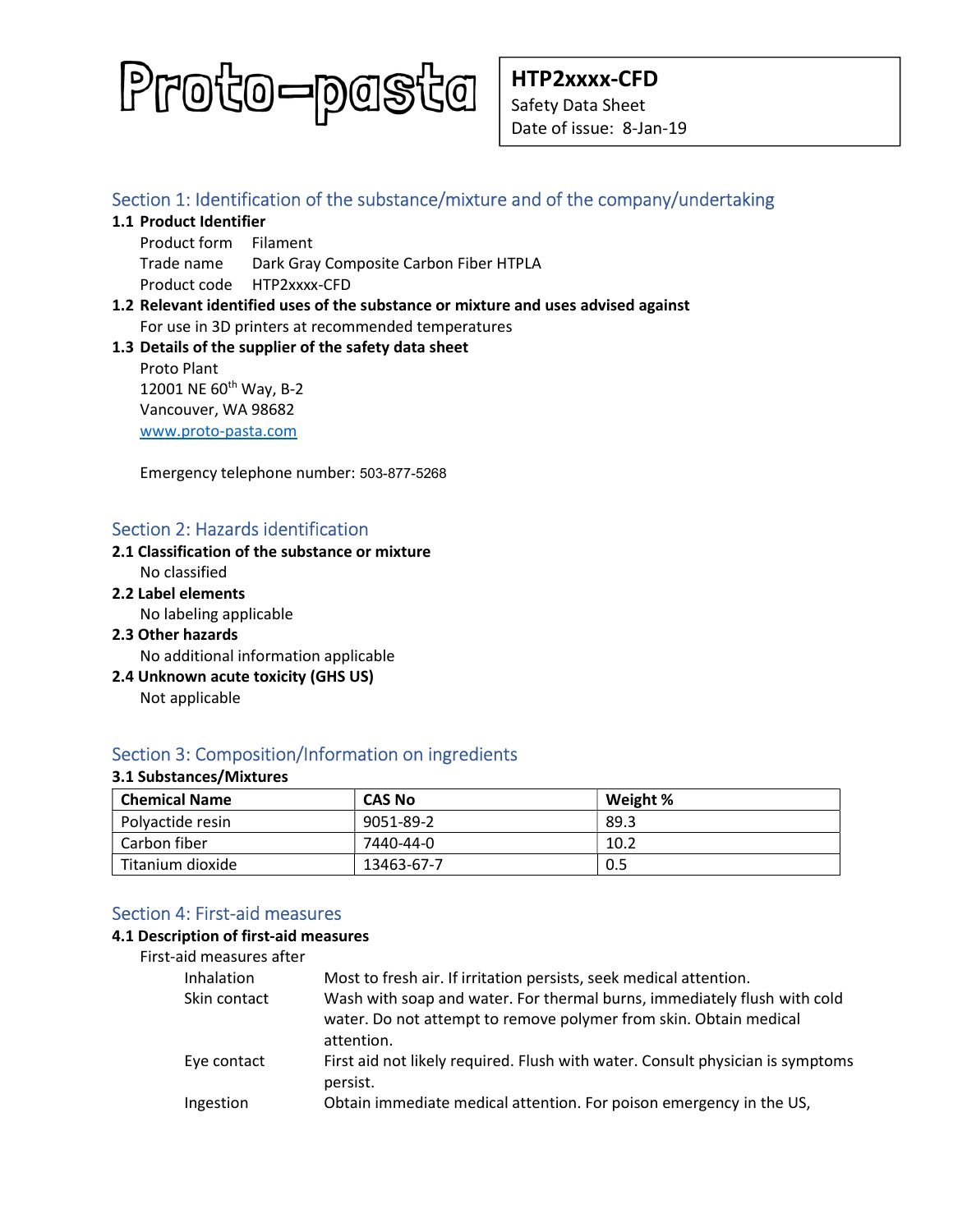# Proto-pasta

**HTP2xxxx-CFD**
Safety Data Sheet
Date of issue: 8-Jan-19

## Section 1: Identification of the substance/mixture and of the company/undertaking

### 1.1 Product Identifier

Product form Filament
Trade name Dark Gray Composite Carbon Fiber HTPLA
Product code HTP2xxxx-CFD

### 1.2 Relevant identified uses of the substance or mixture and uses advised against

For use in 3D printers at recommended temperatures

### 1.3 Details of the supplier of the safety data sheet

Proto Plant
12001 NE 60th Way, B-2
Vancouver, WA 98682
www.proto-pasta.com

Emergency telephone number: 503-877-5268

## Section 2: Hazards identification

### 2.1 Classification of the substance or mixture

No classified

### 2.2 Label elements

No labeling applicable

### 2.3 Other hazards

No additional information applicable

### 2.4 Unknown acute toxicity (GHS US)

Not applicable

## Section 3: Composition/Information on ingredients

### 3.1 Substances/Mixtures

| Chemical Name | CAS No | Weight % |
|---|---|---|
| Polyactide resin | 9051-89-2 | 89.3 |
| Carbon fiber | 7440-44-0 | 10.2 |
| Titanium dioxide | 13463-67-7 | 0.5 |

## Section 4: First-aid measures

### 4.1 Description of first-aid measures

First-aid measures after

| | |
|---|---|
| Inhalation | Most to fresh air. If irritation persists, seek medical attention. |
| Skin contact | Wash with soap and water. For thermal burns, immediately flush with cold water. Do not attempt to remove polymer from skin. Obtain medical attention. |
| Eye contact | First aid not likely required. Flush with water. Consult physician is symptoms persist. |
| Ingestion | Obtain immediate medical attention. For poison emergency in the US, |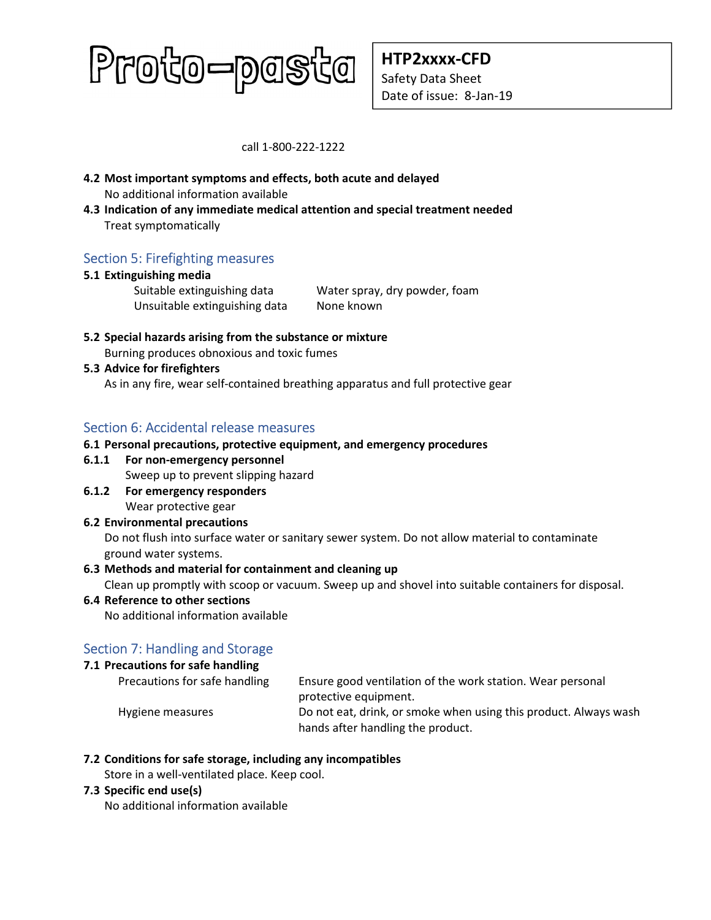call 1-800-222-1222

**4.2 Most important symptoms and effects, both acute and delayed**

No additional information available

**4.3 Indication of any immediate medical attention and special treatment needed**

Treat symptomatically

## Section 5: Firefighting measures

**5.1 Extinguishing media**

| | |
|---|---|
| Suitable extinguishing data | Water spray, dry powder, foam |
| Unsuitable extinguishing data | None known |

**5.2 Special hazards arising from the substance or mixture**

Burning produces obnoxious and toxic fumes

**5.3 Advice for firefighters**

As in any fire, wear self-contained breathing apparatus and full protective gear

## Section 6: Accidental release measures

**6.1 Personal precautions, protective equipment, and emergency procedures**

**6.1.1 For non-emergency personnel**

Sweep up to prevent slipping hazard

**6.1.2 For emergency responders**

Wear protective gear

**6.2 Environmental precautions**

Do not flush into surface water or sanitary sewer system. Do not allow material to contaminate ground water systems.

**6.3 Methods and material for containment and cleaning up**

Clean up promptly with scoop or vacuum. Sweep up and shovel into suitable containers for disposal.

**6.4 Reference to other sections**

No additional information available

## Section 7: Handling and Storage

**7.1 Precautions for safe handling**

| | |
|---|---|
| Precautions for safe handling | Ensure good ventilation of the work station. Wear personal protective equipment. |
| Hygiene measures | Do not eat, drink, or smoke when using this product. Always wash hands after handling the product. |

**7.2 Conditions for safe storage, including any incompatibles**

Store in a well-ventilated place. Keep cool.

**7.3 Specific end use(s)**

No additional information available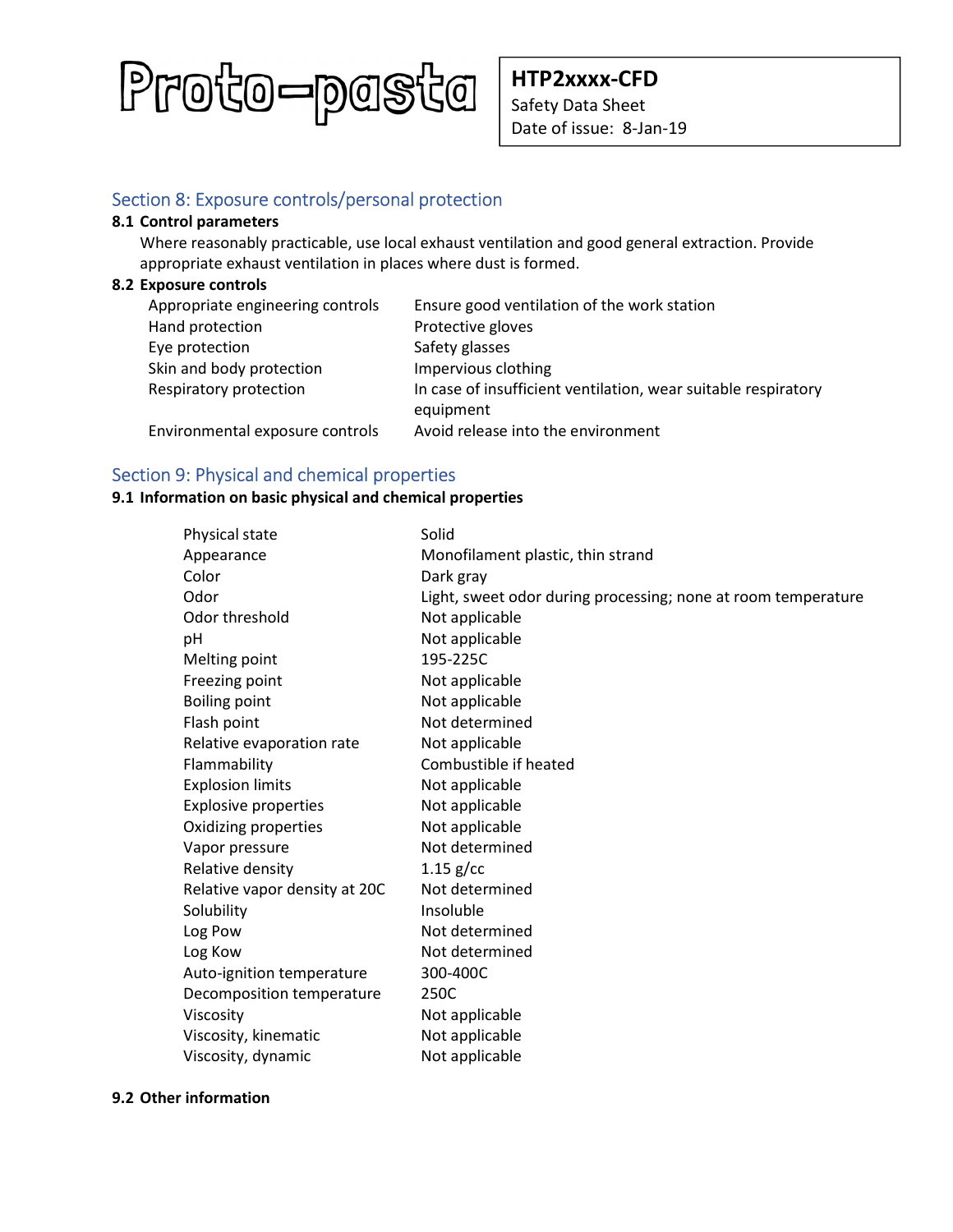## Section 8: Exposure controls/personal protection

### 8.1 Control parameters

Where reasonably practicable, use local exhaust ventilation and good general extraction. Provide appropriate exhaust ventilation in places where dust is formed.

### 8.2 Exposure controls

| | |
|---|---|
| Appropriate engineering controls | Ensure good ventilation of the work station |
| Hand protection | Protective gloves |
| Eye protection | Safety glasses |
| Skin and body protection | Impervious clothing |
| Respiratory protection | In case of insufficient ventilation, wear suitable respiratory equipment |
| Environmental exposure controls | Avoid release into the environment |

## Section 9: Physical and chemical properties

### 9.1 Information on basic physical and chemical properties

| | |
|---|---|
| Physical state | Solid |
| Appearance | Monofilament plastic, thin strand |
| Color | Dark gray |
| Odor | Light, sweet odor during processing; none at room temperature |
| Odor threshold | Not applicable |
| pH | Not applicable |
| Melting point | 195-225C |
| Freezing point | Not applicable |
| Boiling point | Not applicable |
| Flash point | Not determined |
| Relative evaporation rate | Not applicable |
| Flammability | Combustible if heated |
| Explosion limits | Not applicable |
| Explosive properties | Not applicable |
| Oxidizing properties | Not applicable |
| Vapor pressure | Not determined |
| Relative density | 1.15 g/cc |
| Relative vapor density at 20C | Not determined |
| Solubility | Insoluble |
| Log Pow | Not determined |
| Log Kow | Not determined |
| Auto-ignition temperature | 300-400C |
| Decomposition temperature | 250C |
| Viscosity | Not applicable |
| Viscosity, kinematic | Not applicable |
| Viscosity, dynamic | Not applicable |

### 9.2 Other information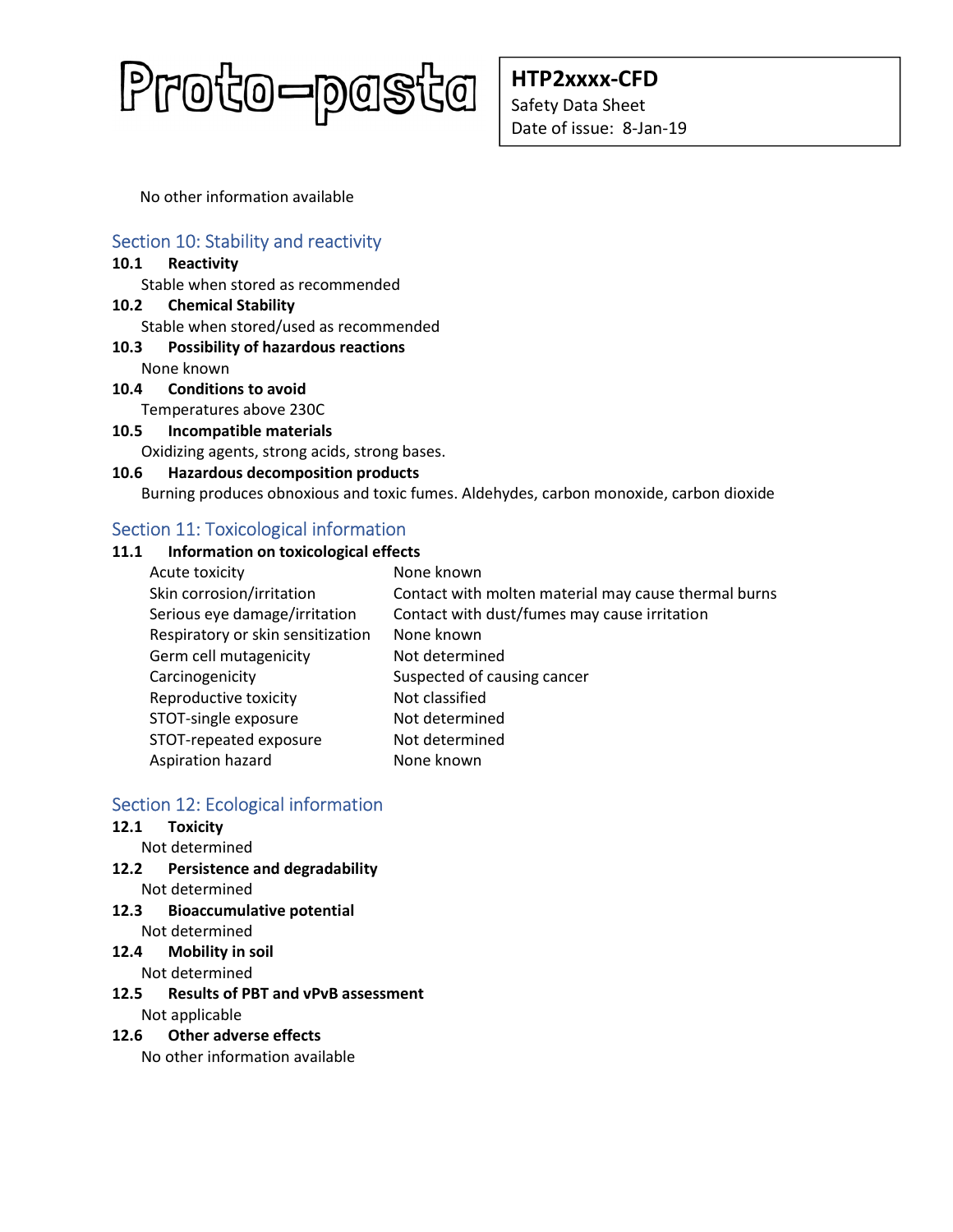No other information available

## Section 10: Stability and reactivity

**10.1 Reactivity**

Stable when stored as recommended

**10.2 Chemical Stability**

Stable when stored/used as recommended

**10.3 Possibility of hazardous reactions**

None known

**10.4 Conditions to avoid**

Temperatures above 230C

**10.5 Incompatible materials**

Oxidizing agents, strong acids, strong bases.

**10.6 Hazardous decomposition products**

Burning produces obnoxious and toxic fumes. Aldehydes, carbon monoxide, carbon dioxide

## Section 11: Toxicological information

**11.1 Information on toxicological effects**

| | |
|---|---|
| Acute toxicity | None known |
| Skin corrosion/irritation | Contact with molten material may cause thermal burns |
| Serious eye damage/irritation | Contact with dust/fumes may cause irritation |
| Respiratory or skin sensitization | None known |
| Germ cell mutagenicity | Not determined |
| Carcinogenicity | Suspected of causing cancer |
| Reproductive toxicity | Not classified |
| STOT-single exposure | Not determined |
| STOT-repeated exposure | Not determined |
| Aspiration hazard | None known |

## Section 12: Ecological information

**12.1 Toxicity**

Not determined

**12.2 Persistence and degradability**

Not determined

**12.3 Bioaccumulative potential**

Not determined

**12.4 Mobility in soil**

Not determined

**12.5 Results of PBT and vPvB assessment**

Not applicable

**12.6 Other adverse effects**

No other information available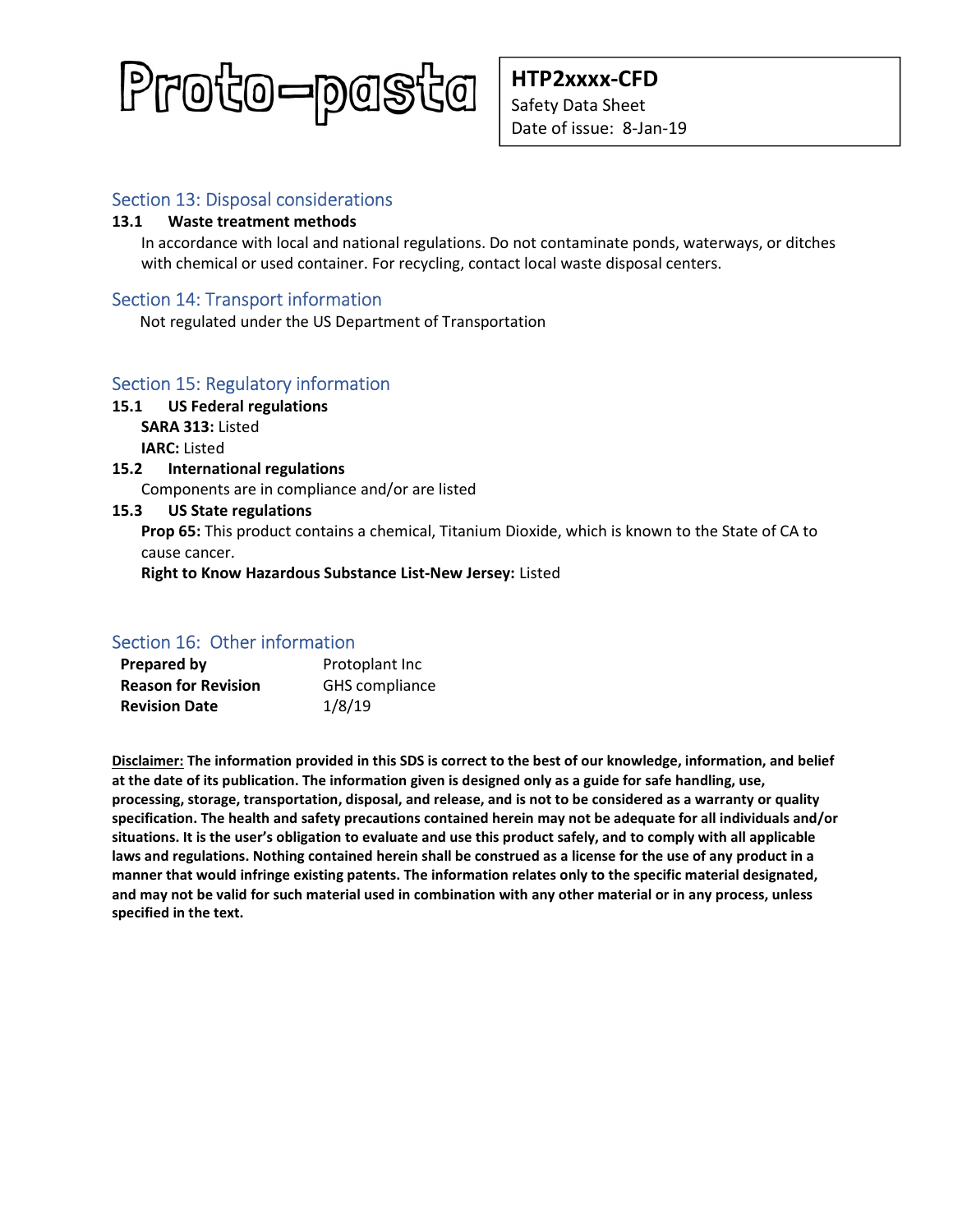## Section 13: Disposal considerations

**13.1 Waste treatment methods**

In accordance with local and national regulations. Do not contaminate ponds, waterways, or ditches with chemical or used container. For recycling, contact local waste disposal centers.

## Section 14: Transport information

Not regulated under the US Department of Transportation

## Section 15: Regulatory information

**15.1 US Federal regulations**

**SARA 313:** Listed

**IARC:** Listed

**15.2 International regulations**

Components are in compliance and/or are listed

**15.3 US State regulations**

**Prop 65:** This product contains a chemical, Titanium Dioxide, which is known to the State of CA to cause cancer.

**Right to Know Hazardous Substance List-New Jersey:** Listed

## Section 16: Other information

| | |
|---|---|
| **Prepared by** | Protoplant Inc |
| **Reason for Revision** | GHS compliance |
| **Revision Date** | 1/8/19 |

**Disclaimer: The information provided in this SDS is correct to the best of our knowledge, information, and belief at the date of its publication. The information given is designed only as a guide for safe handling, use, processing, storage, transportation, disposal, and release, and is not to be considered as a warranty or quality specification. The health and safety precautions contained herein may not be adequate for all individuals and/or situations. It is the user's obligation to evaluate and use this product safely, and to comply with all applicable laws and regulations. Nothing contained herein shall be construed as a license for the use of any product in a manner that would infringe existing patents. The information relates only to the specific material designated, and may not be valid for such material used in combination with any other material or in any process, unless specified in the text.**